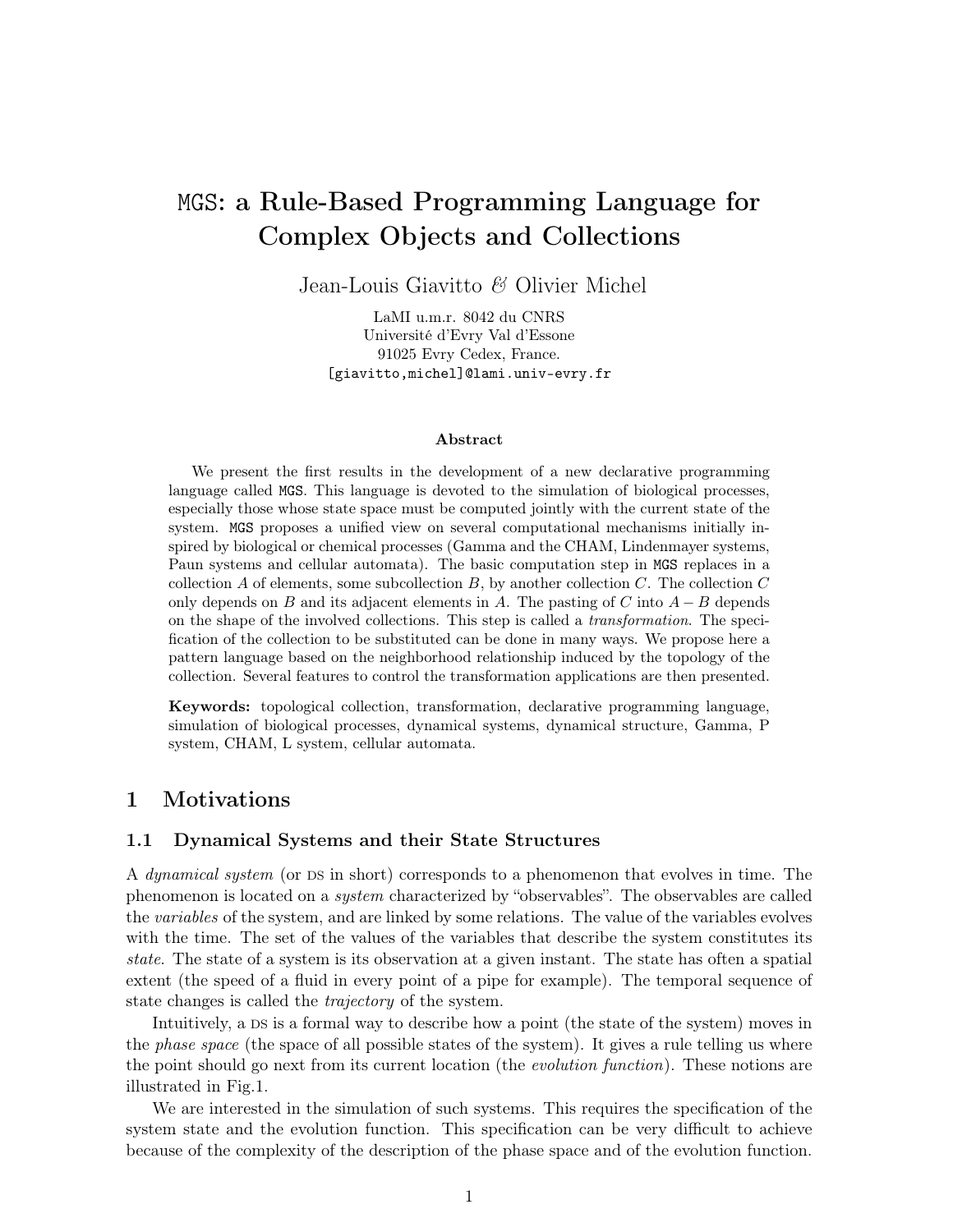# `MGS`: a Rule-Based Programming Language for Complex Objects and Collections

Jean-Louis Giavitto *&* Olivier Michel

LaMI u.m.r. 8042 du CNRS
Université d'Evry Val d'Essone
91025 Evry Cedex, France.
`[giavitto,michel]@lami.univ-evry.fr`

### Abstract

We present the first results in the development of a new declarative programming language called `MGS`. This language is devoted to the simulation of biological processes, especially those whose state space must be computed jointly with the current state of the system. `MGS` proposes a unified view on several computational mechanisms initially inspired by biological or chemical processes (Gamma and the CHAM, Lindenmayer systems, Paun systems and cellular automata). The basic computation step in `MGS` replaces in a collection $A$ of elements, some subcollection $B$, by another collection $C$. The collection $C$ only depends on $B$ and its adjacent elements in $A$. The pasting of $C$ into $A - B$ depends on the shape of the involved collections. This step is called a *transformation*. The specification of the collection to be substituted can be done in many ways. We propose here a pattern language based on the neighborhood relationship induced by the topology of the collection. Several features to control the transformation applications are then presented.

**Keywords:** topological collection, transformation, declarative programming language, simulation of biological processes, dynamical systems, dynamical structure, Gamma, P system, CHAM, L system, cellular automata.

## 1 Motivations

### 1.1 Dynamical Systems and their State Structures

A *dynamical system* (or DS in short) corresponds to a phenomenon that evolves in time. The phenomenon is located on a *system* characterized by "observables". The observables are called the *variables* of the system, and are linked by some relations. The value of the variables evolves with the time. The set of the values of the variables that describe the system constitutes its *state*. The state of a system is its observation at a given instant. The state has often a spatial extent (the speed of a fluid in every point of a pipe for example). The temporal sequence of state changes is called the *trajectory* of the system.

Intuitively, a DS is a formal way to describe how a point (the state of the system) moves in the *phase space* (the space of all possible states of the system). It gives a rule telling us where the point should go next from its current location (the *evolution function*). These notions are illustrated in Fig.1.

We are interested in the simulation of such systems. This requires the specification of the system state and the evolution function. This specification can be very difficult to achieve because of the complexity of the description of the phase space and of the evolution function.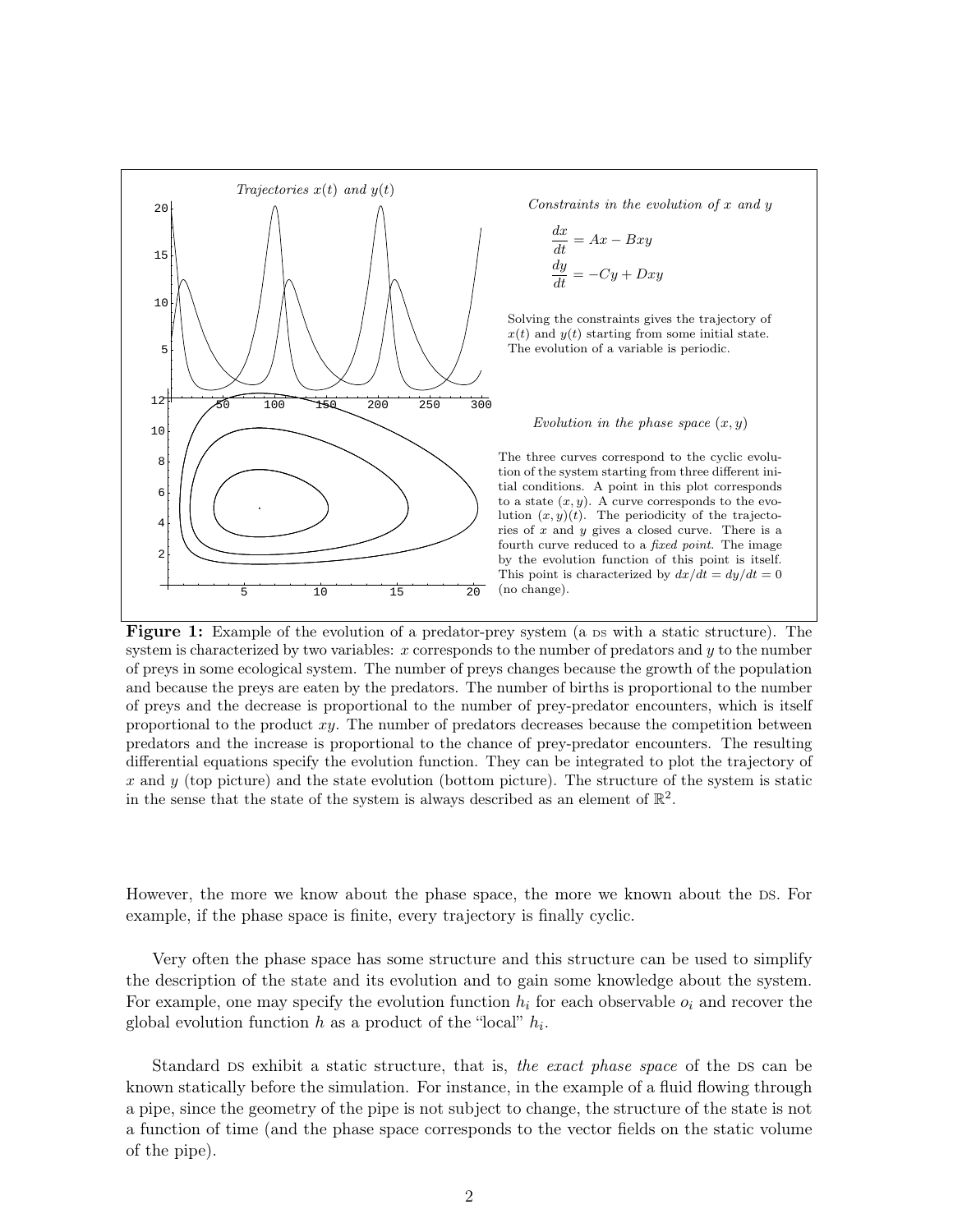*Trajectories $x(t)$ and $y(t)$*

*Constraints in the evolution of $x$ and $y$*

$$\frac{dx}{dt} = Ax - Bxy$$
$$\frac{dy}{dt} = -Cy + Dxy$$

Solving the constraints gives the trajectory of $x(t)$ and $y(t)$ starting from some initial state. The evolution of a variable is periodic.

*Evolution in the phase space $(x, y)$*

The three curves correspond to the cyclic evolution of the system starting from three different initial conditions. A point in this plot corresponds to a state $(x, y)$. A curve corresponds to the evolution $(x, y)(t)$. The periodicity of the trajectories of $x$ and $y$ gives a closed curve. There is a fourth curve reduced to a *fixed point*. The image by the evolution function of this point is itself. This point is characterized by $dx/dt = dy/dt = 0$ (no change).

**Figure 1:** Example of the evolution of a predator-prey system (a DS with a static structure). The system is characterized by two variables: $x$ corresponds to the number of predators and $y$ to the number of preys in some ecological system. The number of preys changes because the growth of the population and because the preys are eaten by the predators. The number of births is proportional to the number of preys and the decrease is proportional to the number of prey-predator encounters, which is itself proportional to the product $xy$. The number of predators decreases because the competition between predators and the increase is proportional to the chance of prey-predator encounters. The resulting differential equations specify the evolution function. They can be integrated to plot the trajectory of $x$ and $y$ (top picture) and the state evolution (bottom picture). The structure of the system is static in the sense that the state of the system is always described as an element of $\mathbb{R}^2$.

However, the more we know about the phase space, the more we known about the DS. For example, if the phase space is finite, every trajectory is finally cyclic.

Very often the phase space has some structure and this structure can be used to simplify the description of the state and its evolution and to gain some knowledge about the system. For example, one may specify the evolution function $h_i$ for each observable $o_i$ and recover the global evolution function $h$ as a product of the "local" $h_i$.

Standard DS exhibit a static structure, that is, *the exact phase space* of the DS can be known statically before the simulation. For instance, in the example of a fluid flowing through a pipe, since the geometry of the pipe is not subject to change, the structure of the state is not a function of time (and the phase space corresponds to the vector fields on the static volume of the pipe).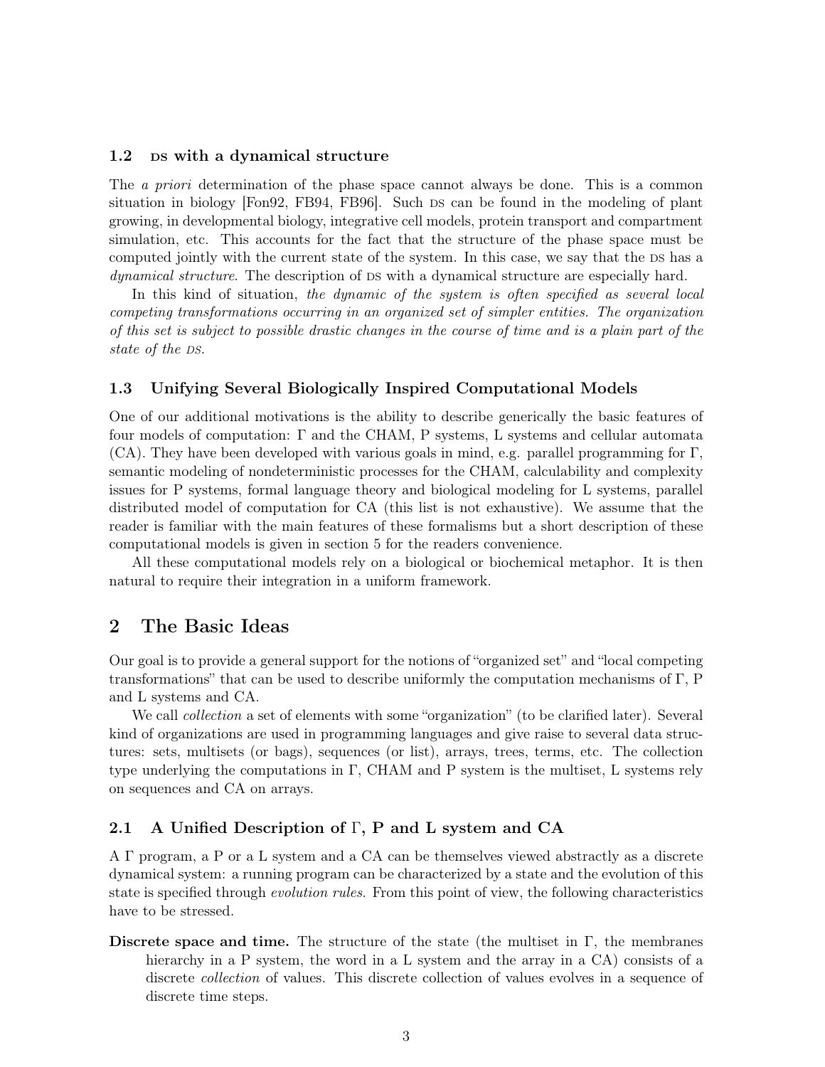### 1.2 DS with a dynamical structure

The *a priori* determination of the phase space cannot always be done. This is a common situation in biology [Fon92, FB94, FB96]. Such DS can be found in the modeling of plant growing, in developmental biology, integrative cell models, protein transport and compartment simulation, etc. This accounts for the fact that the structure of the phase space must be computed jointly with the current state of the system. In this case, we say that the DS has a *dynamical structure*. The description of DS with a dynamical structure are especially hard.

In this kind of situation, *the dynamic of the system is often specified as several local competing transformations occurring in an organized set of simpler entities. The organization of this set is subject to possible drastic changes in the course of time and is a plain part of the state of the DS.*

### 1.3 Unifying Several Biologically Inspired Computational Models

One of our additional motivations is the ability to describe generically the basic features of four models of computation: Γ and the CHAM, P systems, L systems and cellular automata (CA). They have been developed with various goals in mind, e.g. parallel programming for Γ, semantic modeling of nondeterministic processes for the CHAM, calculability and complexity issues for P systems, formal language theory and biological modeling for L systems, parallel distributed model of computation for CA (this list is not exhaustive). We assume that the reader is familiar with the main features of these formalisms but a short description of these computational models is given in section 5 for the readers convenience.

All these computational models rely on a biological or biochemical metaphor. It is then natural to require their integration in a uniform framework.

## 2 The Basic Ideas

Our goal is to provide a general support for the notions of "organized set" and "local competing transformations" that can be used to describe uniformly the computation mechanisms of Γ, P and L systems and CA.

We call *collection* a set of elements with some "organization" (to be clarified later). Several kind of organizations are used in programming languages and give raise to several data structures: sets, multisets (or bags), sequences (or list), arrays, trees, terms, etc. The collection type underlying the computations in Γ, CHAM and P system is the multiset, L systems rely on sequences and CA on arrays.

### 2.1 A Unified Description of Γ, P and L system and CA

A Γ program, a P or a L system and a CA can be themselves viewed abstractly as a discrete dynamical system: a running program can be characterized by a state and the evolution of this state is specified through *evolution rules*. From this point of view, the following characteristics have to be stressed.

**Discrete space and time.** The structure of the state (the multiset in Γ, the membranes hierarchy in a P system, the word in a L system and the array in a CA) consists of a discrete *collection* of values. This discrete collection of values evolves in a sequence of discrete time steps.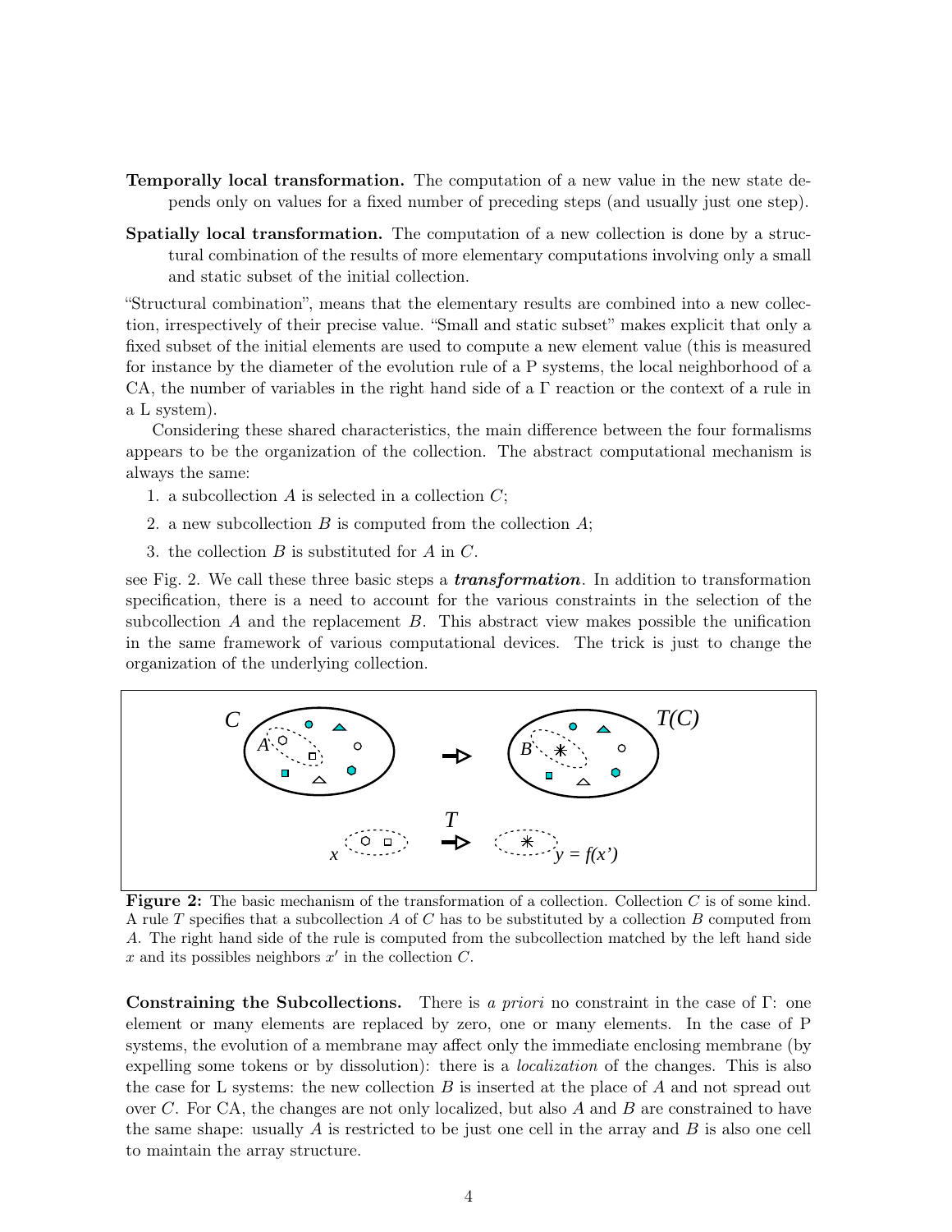**Temporally local transformation.** The computation of a new value in the new state depends only on values for a fixed number of preceding steps (and usually just one step).

**Spatially local transformation.** The computation of a new collection is done by a structural combination of the results of more elementary computations involving only a small and static subset of the initial collection.

"Structural combination", means that the elementary results are combined into a new collection, irrespectively of their precise value. "Small and static subset" makes explicit that only a fixed subset of the initial elements are used to compute a new element value (this is measured for instance by the diameter of the evolution rule of a P systems, the local neighborhood of a CA, the number of variables in the right hand side of a $\Gamma$ reaction or the context of a rule in a L system).

Considering these shared characteristics, the main difference between the four formalisms appears to be the organization of the collection. The abstract computational mechanism is always the same:

1. a subcollection $A$ is selected in a collection $C$;
2. a new subcollection $B$ is computed from the collection $A$;
3. the collection $B$ is substituted for $A$ in $C$.

see Fig. 2. We call these three basic steps a ***transformation***. In addition to transformation specification, there is a need to account for the various constraints in the selection of the subcollection $A$ and the replacement $B$. This abstract view makes possible the unification in the same framework of various computational devices. The trick is just to change the organization of the underlying collection.

**Figure 2:** The basic mechanism of the transformation of a collection. Collection $C$ is of some kind. A rule $T$ specifies that a subcollection $A$ of $C$ has to be substituted by a collection $B$ computed from $A$. The right hand side of the rule is computed from the subcollection matched by the left hand side $x$ and its possibles neighbors $x'$ in the collection $C$.

**Constraining the Subcollections.** There is *a priori* no constraint in the case of $\Gamma$: one element or many elements are replaced by zero, one or many elements. In the case of P systems, the evolution of a membrane may affect only the immediate enclosing membrane (by expelling some tokens or by dissolution): there is a *localization* of the changes. This is also the case for L systems: the new collection $B$ is inserted at the place of $A$ and not spread out over $C$. For CA, the changes are not only localized, but also $A$ and $B$ are constrained to have the same shape: usually $A$ is restricted to be just one cell in the array and $B$ is also one cell to maintain the array structure.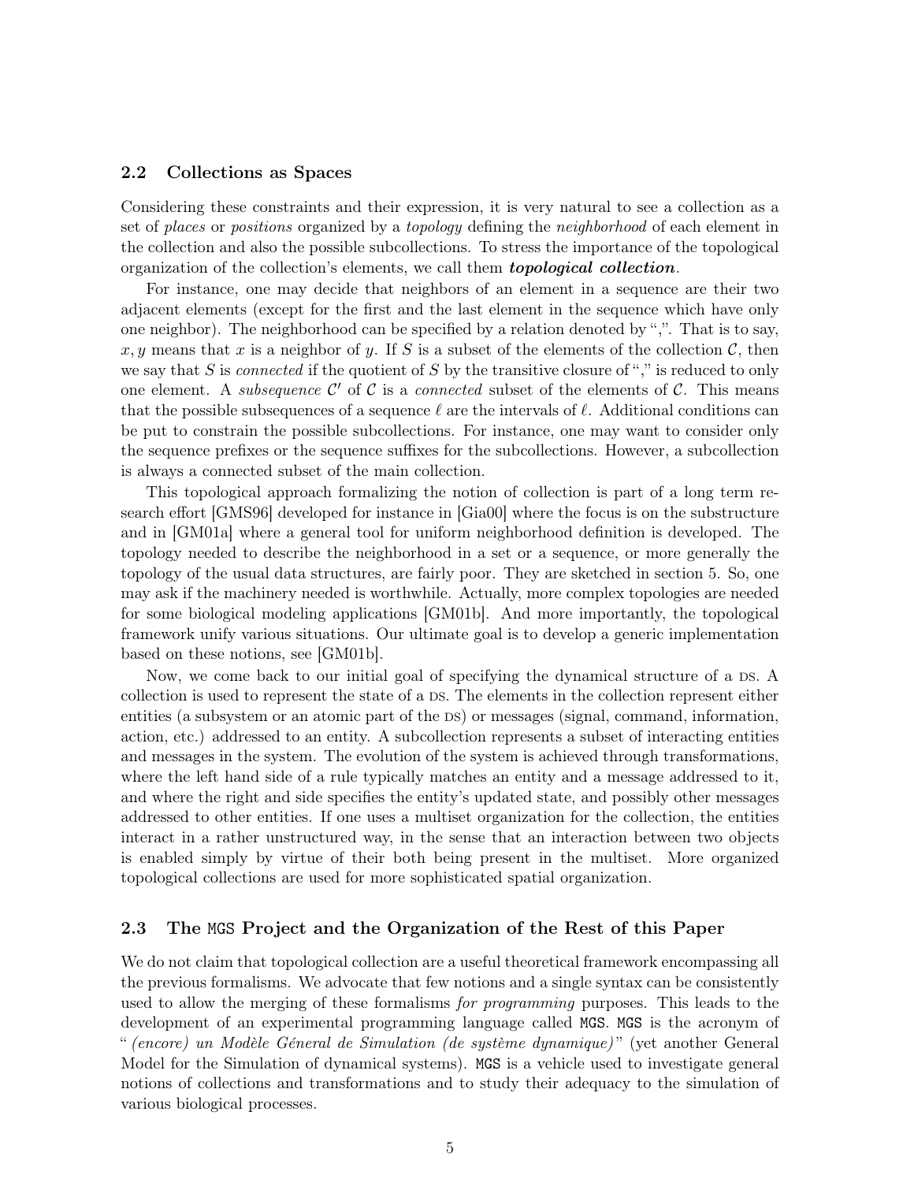### 2.2 Collections as Spaces

Considering these constraints and their expression, it is very natural to see a collection as a set of *places* or *positions* organized by a *topology* defining the *neighborhood* of each element in the collection and also the possible subcollections. To stress the importance of the topological organization of the collection's elements, we call them ***topological collection***.

For instance, one may decide that neighbors of an element in a sequence are their two adjacent elements (except for the first and the last element in the sequence which have only one neighbor). The neighborhood can be specified by a relation denoted by ",". That is to say, $x, y$ means that $x$ is a neighbor of $y$. If $S$ is a subset of the elements of the collection $\mathcal{C}$, then we say that $S$ is *connected* if the quotient of $S$ by the transitive closure of "," is reduced to only one element. A *subsequence* $\mathcal{C}'$ of $\mathcal{C}$ is a *connected* subset of the elements of $\mathcal{C}$. This means that the possible subsequences of a sequence $\ell$ are the intervals of $\ell$. Additional conditions can be put to constrain the possible subcollections. For instance, one may want to consider only the sequence prefixes or the sequence suffixes for the subcollections. However, a subcollection is always a connected subset of the main collection.

This topological approach formalizing the notion of collection is part of a long term research effort [GMS96] developed for instance in [Gia00] where the focus is on the substructure and in [GM01a] where a general tool for uniform neighborhood definition is developed. The topology needed to describe the neighborhood in a set or a sequence, or more generally the topology of the usual data structures, are fairly poor. They are sketched in section 5. So, one may ask if the machinery needed is worthwhile. Actually, more complex topologies are needed for some biological modeling applications [GM01b]. And more importantly, the topological framework unify various situations. Our ultimate goal is to develop a generic implementation based on these notions, see [GM01b].

Now, we come back to our initial goal of specifying the dynamical structure of a DS. A collection is used to represent the state of a DS. The elements in the collection represent either entities (a subsystem or an atomic part of the DS) or messages (signal, command, information, action, etc.) addressed to an entity. A subcollection represents a subset of interacting entities and messages in the system. The evolution of the system is achieved through transformations, where the left hand side of a rule typically matches an entity and a message addressed to it, and where the right and side specifies the entity's updated state, and possibly other messages addressed to other entities. If one uses a multiset organization for the collection, the entities interact in a rather unstructured way, in the sense that an interaction between two objects is enabled simply by virtue of their both being present in the multiset. More organized topological collections are used for more sophisticated spatial organization.

### 2.3 The MGS Project and the Organization of the Rest of this Paper

We do not claim that topological collection are a useful theoretical framework encompassing all the previous formalisms. We advocate that few notions and a single syntax can be consistently used to allow the merging of these formalisms *for programming* purposes. This leads to the development of an experimental programming language called MGS. MGS is the acronym of "*(encore) un Modèle Géneral de Simulation (de système dynamique)*" (yet another General Model for the Simulation of dynamical systems). MGS is a vehicle used to investigate general notions of collections and transformations and to study their adequacy to the simulation of various biological processes.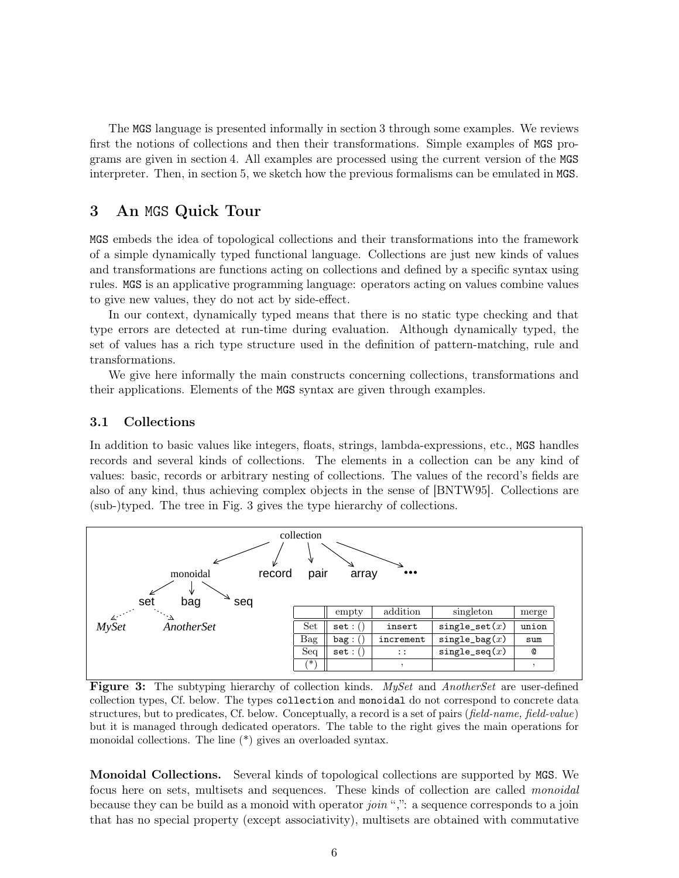The MGS language is presented informally in section 3 through some examples. We reviews first the notions of collections and then their transformations. Simple examples of MGS programs are given in section 4. All examples are processed using the current version of the MGS interpreter. Then, in section 5, we sketch how the previous formalisms can be emulated in MGS.

## 3 An MGS Quick Tour

MGS embeds the idea of topological collections and their transformations into the framework of a simple dynamically typed functional language. Collections are just new kinds of values and transformations are functions acting on collections and defined by a specific syntax using rules. MGS is an applicative programming language: operators acting on values combine values to give new values, they do not act by side-effect.

In our context, dynamically typed means that there is no static type checking and that type errors are detected at run-time during evaluation. Although dynamically typed, the set of values has a rich type structure used in the definition of pattern-matching, rule and transformations.

We give here informally the main constructs concerning collections, transformations and their applications. Elements of the MGS syntax are given through examples.

### 3.1 Collections

In addition to basic values like integers, floats, strings, lambda-expressions, etc., MGS handles records and several kinds of collections. The elements in a collection can be any kind of values: basic, records or arbitrary nesting of collections. The values of the record's fields are also of any kind, thus achieving complex objects in the sense of [BNTW95]. Collections are (sub-)typed. The tree in Fig. 3 gives the type hierarchy of collections.

|  | empty | addition | singleton | merge |
|---|---|---|---|---|
| Set | `set:()` | `insert` | `single_set(x)` | `union` |
| Bag | `bag:()` | `increment` | `single_bag(x)` | `sum` |
| Seq | `set:()` | `::` | `single_seq(x)` | `@` |
| (*) |  | `,` |  | `,` |

**Figure 3:** The subtyping hierarchy of collection kinds. *MySet* and *AnotherSet* are user-defined collection types, Cf. below. The types `collection` and `monoidal` do not correspond to concrete data structures, but to predicates, Cf. below. Conceptually, a record is a set of pairs (*field-name, field-value*) but it is managed through dedicated operators. The table to the right gives the main operations for monoidal collections. The line (*) gives an overloaded syntax.

**Monoidal Collections.** Several kinds of topological collections are supported by MGS. We focus here on sets, multisets and sequences. These kinds of collection are called *monoidal* because they can be build as a monoid with operator *join* ",": a sequence corresponds to a join that has no special property (except associativity), multisets are obtained with commutative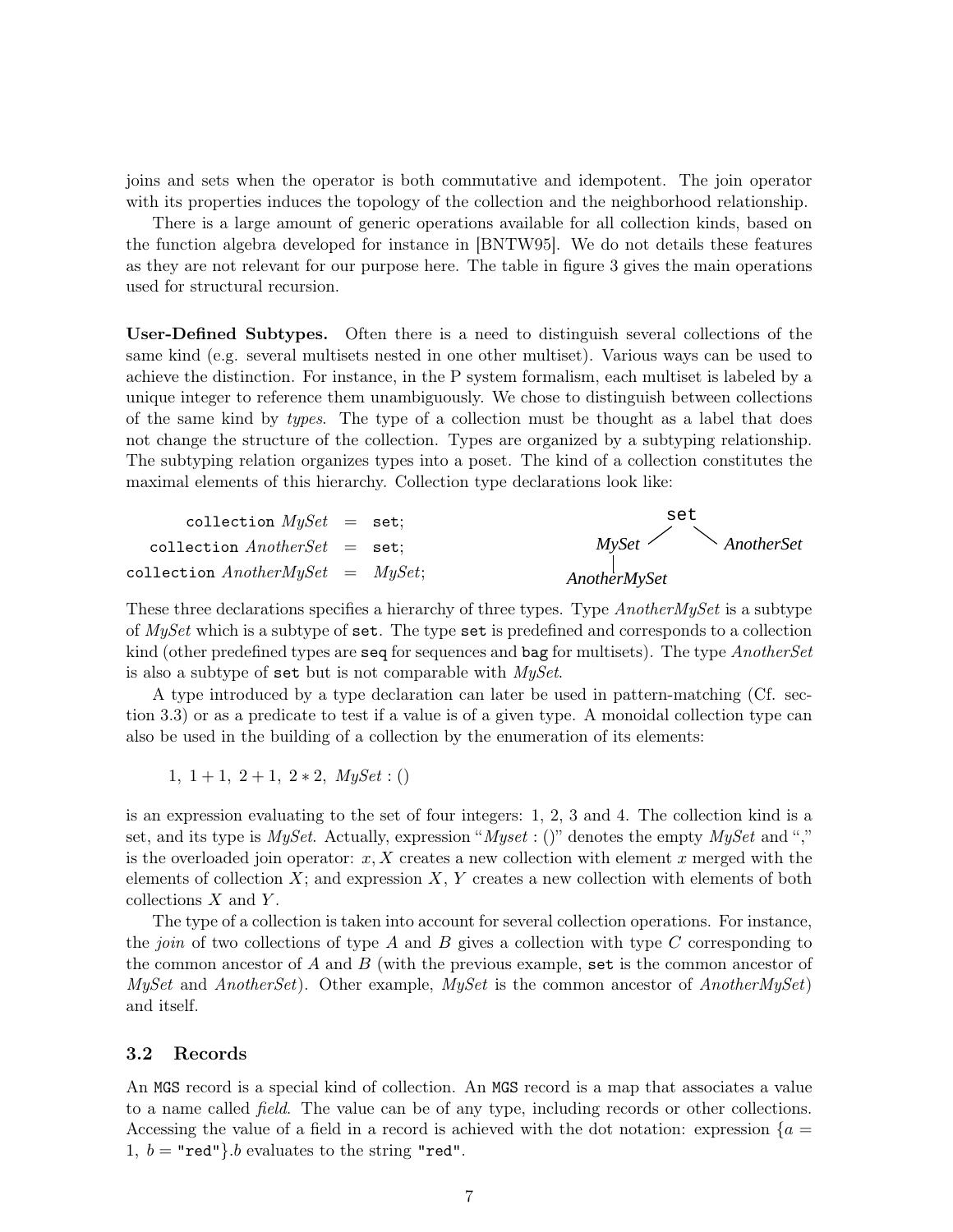joins and sets when the operator is both commutative and idempotent. The join operator with its properties induces the topology of the collection and the neighborhood relationship.

There is a large amount of generic operations available for all collection kinds, based on the function algebra developed for instance in [BNTW95]. We do not details these features as they are not relevant for our purpose here. The table in figure 3 gives the main operations used for structural recursion.

**User-Defined Subtypes.** Often there is a need to distinguish several collections of the same kind (e.g. several multisets nested in one other multiset). Various ways can be used to achieve the distinction. For instance, in the P system formalism, each multiset is labeled by a unique integer to reference them unambiguously. We chose to distinguish between collections of the same kind by *types*. The type of a collection must be thought as a label that does not change the structure of the collection. Types are organized by a subtyping relationship. The subtyping relation organizes types into a poset. The kind of a collection constitutes the maximal elements of this hierarchy. Collection type declarations look like:

```
collection MySet = set;
collection AnotherSet = set;
collection AnotherMySet = MySet;
```

```
          set
        /     \
    MySet    AnotherSet
      |
  AnotherMySet
```

These three declarations specifies a hierarchy of three types. Type *AnotherMySet* is a subtype of *MySet* which is a subtype of `set`. The type `set` is predefined and corresponds to a collection kind (other predefined types are `seq` for sequences and `bag` for multisets). The type *AnotherSet* is also a subtype of `set` but is not comparable with *MySet*.

A type introduced by a type declaration can later be used in pattern-matching (Cf. section 3.3) or as a predicate to test if a value is of a given type. A monoidal collection type can also be used in the building of a collection by the enumeration of its elements:

$$1,\ 1+1,\ 2+1,\ 2*2,\ MySet:()$$

is an expression evaluating to the set of four integers: 1, 2, 3 and 4. The collection kind is a set, and its type is *MySet*. Actually, expression "*Myset* : ()" denotes the empty *MySet* and "," is the overloaded join operator: $x, X$ creates a new collection with element $x$ merged with the elements of collection $X$; and expression $X, Y$ creates a new collection with elements of both collections $X$ and $Y$.

The type of a collection is taken into account for several collection operations. For instance, the *join* of two collections of type $A$ and $B$ gives a collection with type $C$ corresponding to the common ancestor of $A$ and $B$ (with the previous example, `set` is the common ancestor of *MySet* and *AnotherSet*). Other example, *MySet* is the common ancestor of *AnotherMySet*) and itself.

### 3.2 Records

An MGS record is a special kind of collection. An MGS record is a map that associates a value to a name called *field*. The value can be of any type, including records or other collections. Accessing the value of a field in a record is achieved with the dot notation: expression $\{a = 1,\ b = \texttt{"red"}\}.b$ evaluates to the string `"red"`.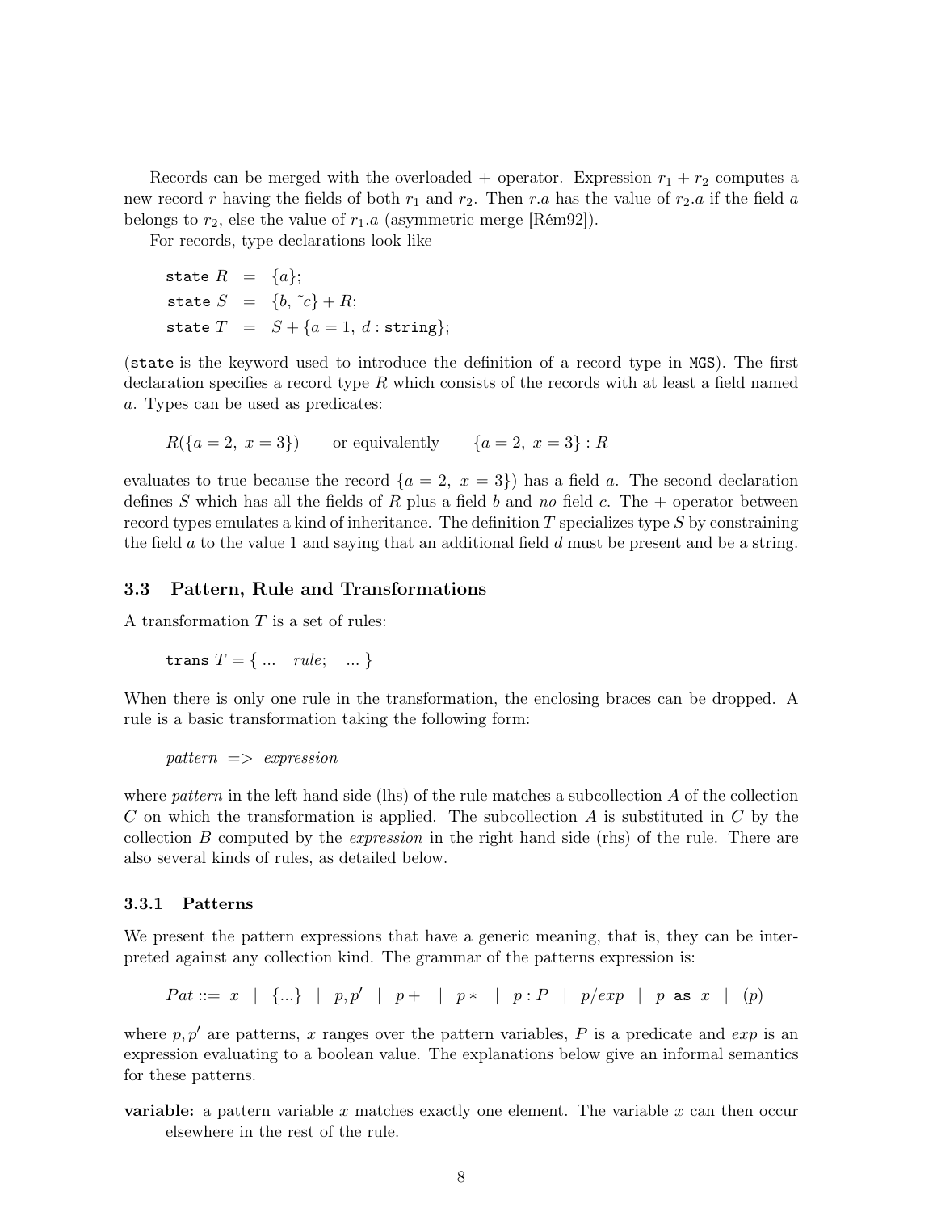Records can be merged with the overloaded + operator. Expression $r_1 + r_2$ computes a new record $r$ having the fields of both $r_1$ and $r_2$. Then $r.a$ has the value of $r_2.a$ if the field $a$ belongs to $r_2$, else the value of $r_1.a$ (asymmetric merge [Rém92]).

For records, type declarations look like

$$
\begin{aligned}
\texttt{state}\ R &= \{a\};\\
\texttt{state}\ S &= \{b,\ \tilde{\ }c\} + R;\\
\texttt{state}\ T &= S + \{a = 1,\ d : \texttt{string}\};
\end{aligned}
$$

(`state` is the keyword used to introduce the definition of a record type in MGS). The first declaration specifies a record type $R$ which consists of the records with at least a field named $a$. Types can be used as predicates:

$$R(\{a = 2,\ x = 3\}) \qquad \text{or equivalently} \qquad \{a = 2,\ x = 3\} : R$$

evaluates to true because the record $\{a = 2,\ x = 3\})$ has a field $a$. The second declaration defines $S$ which has all the fields of $R$ plus a field $b$ and *no* field $c$. The + operator between record types emulates a kind of inheritance. The definition $T$ specializes type $S$ by constraining the field $a$ to the value 1 and saying that an additional field $d$ must be present and be a string.

### 3.3 Pattern, Rule and Transformations

A transformation $T$ is a set of rules:

$$\texttt{trans}\ T = \{\ \ldots\quad rule;\quad \ldots\ \}$$

When there is only one rule in the transformation, the enclosing braces can be dropped. A rule is a basic transformation taking the following form:

*pattern* => *expression*

where *pattern* in the left hand side (lhs) of the rule matches a subcollection $A$ of the collection $C$ on which the transformation is applied. The subcollection $A$ is substituted in $C$ by the collection $B$ computed by the *expression* in the right hand side (rhs) of the rule. There are also several kinds of rules, as detailed below.

#### 3.3.1 Patterns

We present the pattern expressions that have a generic meaning, that is, they can be interpreted against any collection kind. The grammar of the patterns expression is:

$$Pat ::= x \ \mid\ \{\ldots\}\ \mid\ p, p'\ \mid\ p+\ \mid\ p*\ \mid\ p : P\ \mid\ p/exp\ \mid\ p\ \texttt{as}\ x\ \mid\ (p)$$

where $p, p'$ are patterns, $x$ ranges over the pattern variables, $P$ is a predicate and $exp$ is an expression evaluating to a boolean value. The explanations below give an informal semantics for these patterns.

**variable:** a pattern variable $x$ matches exactly one element. The variable $x$ can then occur elsewhere in the rest of the rule.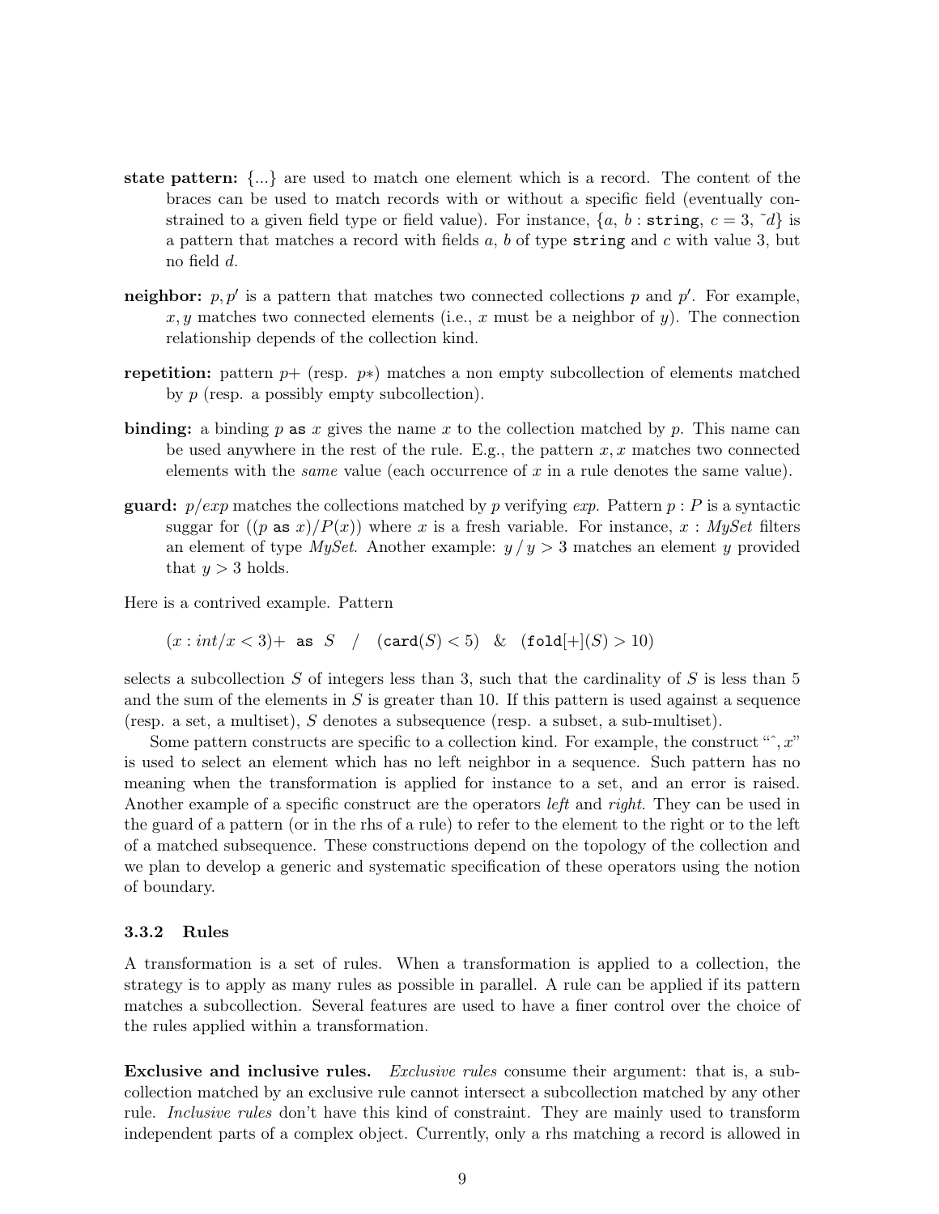**state pattern:** {...} are used to match one element which is a record. The content of the braces can be used to match records with or without a specific field (eventually constrained to a given field type or field value). For instance, $\{a,\ b : \texttt{string},\ c = 3,\ \tilde{}d\}$ is a pattern that matches a record with fields $a$, $b$ of type `string` and $c$ with value 3, but no field $d$.

**neighbor:** $p, p'$ is a pattern that matches two connected collections $p$ and $p'$. For example, $x, y$ matches two connected elements (i.e., $x$ must be a neighbor of $y$). The connection relationship depends of the collection kind.

**repetition:** pattern $p+$ (resp. $p*$) matches a non empty subcollection of elements matched by $p$ (resp. a possibly empty subcollection).

**binding:** a binding $p$ `as` $x$ gives the name $x$ to the collection matched by $p$. This name can be used anywhere in the rest of the rule. E.g., the pattern $x, x$ matches two connected elements with the *same* value (each occurrence of $x$ in a rule denotes the same value).

**guard:** $p/exp$ matches the collections matched by $p$ verifying *exp*. Pattern $p : P$ is a syntactic suggar for $((p \texttt{ as } x)/P(x))$ where $x$ is a fresh variable. For instance, $x : MySet$ filters an element of type *MySet*. Another example: $y\,/\,y > 3$ matches an element $y$ provided that $y > 3$ holds.

Here is a contrived example. Pattern

$$(x : int/x < 3)+ \ \texttt{as}\ S \quad / \quad (\texttt{card}(S) < 5) \quad \& \quad (\texttt{fold}[+](S) > 10)$$

selects a subcollection $S$ of integers less than 3, such that the cardinality of $S$ is less than 5 and the sum of the elements in $S$ is greater than 10. If this pattern is used against a sequence (resp. a set, a multiset), $S$ denotes a subsequence (resp. a subset, a sub-multiset).

Some pattern constructs are specific to a collection kind. For example, the construct "$\hat{}, x$" is used to select an element which has no left neighbor in a sequence. Such pattern has no meaning when the transformation is applied for instance to a set, and an error is raised. Another example of a specific construct are the operators *left* and *right*. They can be used in the guard of a pattern (or in the rhs of a rule) to refer to the element to the right or to the left of a matched subsequence. These constructions depend on the topology of the collection and we plan to develop a generic and systematic specification of these operators using the notion of boundary.

### 3.3.2 Rules

A transformation is a set of rules. When a transformation is applied to a collection, the strategy is to apply as many rules as possible in parallel. A rule can be applied if its pattern matches a subcollection. Several features are used to have a finer control over the choice of the rules applied within a transformation.

**Exclusive and inclusive rules.** *Exclusive rules* consume their argument: that is, a subcollection matched by an exclusive rule cannot intersect a subcollection matched by any other rule. *Inclusive rules* don't have this kind of constraint. They are mainly used to transform independent parts of a complex object. Currently, only a rhs matching a record is allowed in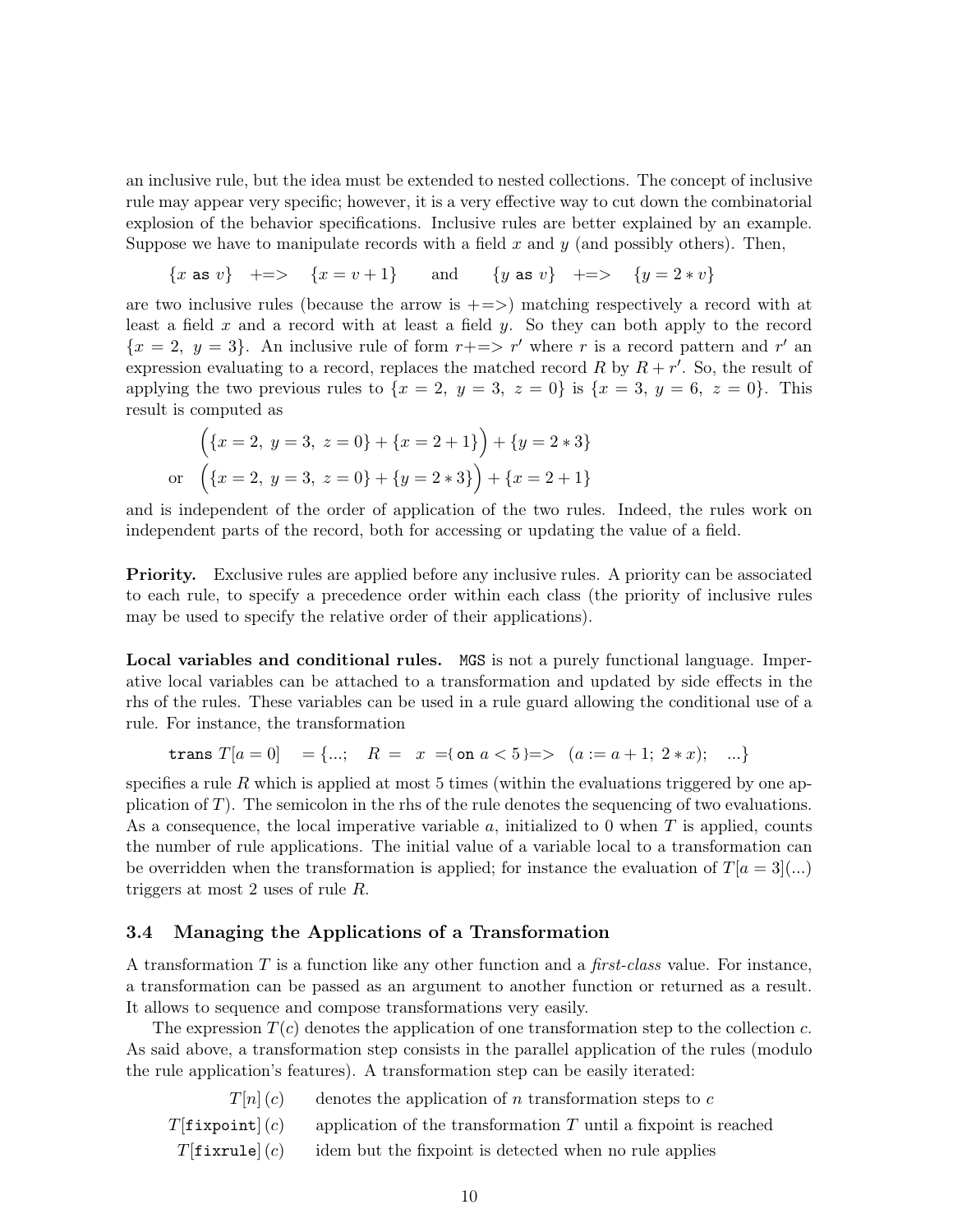an inclusive rule, but the idea must be extended to nested collections. The concept of inclusive rule may appear very specific; however, it is a very effective way to cut down the combinatorial explosion of the behavior specifications. Inclusive rules are better explained by an example. Suppose we have to manipulate records with a field $x$ and $y$ (and possibly others). Then,

$$\{x \;\texttt{as}\; v\} \quad +\!\!=\!\!> \quad \{x = v + 1\} \qquad \text{and} \qquad \{y \;\texttt{as}\; v\} \quad +\!\!=\!\!> \quad \{y = 2 * v\}$$

are two inclusive rules (because the arrow is $+\!\!=\!\!>$) matching respectively a record with at least a field $x$ and a record with at least a field $y$. So they can both apply to the record $\{x = 2,\ y = 3\}$. An inclusive rule of form $r{+\!\!=\!\!>}\, r'$ where $r$ is a record pattern and $r'$ an expression evaluating to a record, replaces the matched record $R$ by $R + r'$. So, the result of applying the two previous rules to $\{x = 2,\ y = 3,\ z = 0\}$ is $\{x = 3,\ y = 6,\ z = 0\}$. This result is computed as

$$\Big(\{x = 2,\ y = 3,\ z = 0\} + \{x = 2 + 1\}\Big) + \{y = 2 * 3\}$$
$$\text{or} \quad \Big(\{x = 2,\ y = 3,\ z = 0\} + \{y = 2 * 3\}\Big) + \{x = 2 + 1\}$$

and is independent of the order of application of the two rules. Indeed, the rules work on independent parts of the record, both for accessing or updating the value of a field.

**Priority.** Exclusive rules are applied before any inclusive rules. A priority can be associated to each rule, to specify a precedence order within each class (the priority of inclusive rules may be used to specify the relative order of their applications).

**Local variables and conditional rules.** `MGS` is not a purely functional language. Imperative local variables can be attached to a transformation and updated by side effects in the rhs of the rules. These variables can be used in a rule guard allowing the conditional use of a rule. For instance, the transformation

$$\texttt{trans}\ T[a = 0] \quad = \{...;\quad R = \ \ x\ =\!\{\ \texttt{on}\ a < 5\ \}\!=\!> \ \ (a := a + 1;\ 2 * x); \quad ...\}$$

specifies a rule $R$ which is applied at most 5 times (within the evaluations triggered by one application of $T$). The semicolon in the rhs of the rule denotes the sequencing of two evaluations. As a consequence, the local imperative variable $a$, initialized to 0 when $T$ is applied, counts the number of rule applications. The initial value of a variable local to a transformation can be overridden when the transformation is applied; for instance the evaluation of $T[a = 3](...)$ triggers at most 2 uses of rule $R$.

### 3.4 Managing the Applications of a Transformation

A transformation $T$ is a function like any other function and a *first-class* value. For instance, a transformation can be passed as an argument to another function or returned as a result. It allows to sequence and compose transformations very easily.

The expression $T(c)$ denotes the application of one transformation step to the collection $c$. As said above, a transformation step consists in the parallel application of the rules (modulo the rule application's features). A transformation step can be easily iterated:

| | |
|---|---|
| $T[n]\,(c)$ | denotes the application of $n$ transformation steps to $c$ |
| $T[\texttt{fixpoint}]\,(c)$ | application of the transformation $T$ until a fixpoint is reached |
| $T[\texttt{fixrule}]\,(c)$ | idem but the fixpoint is detected when no rule applies |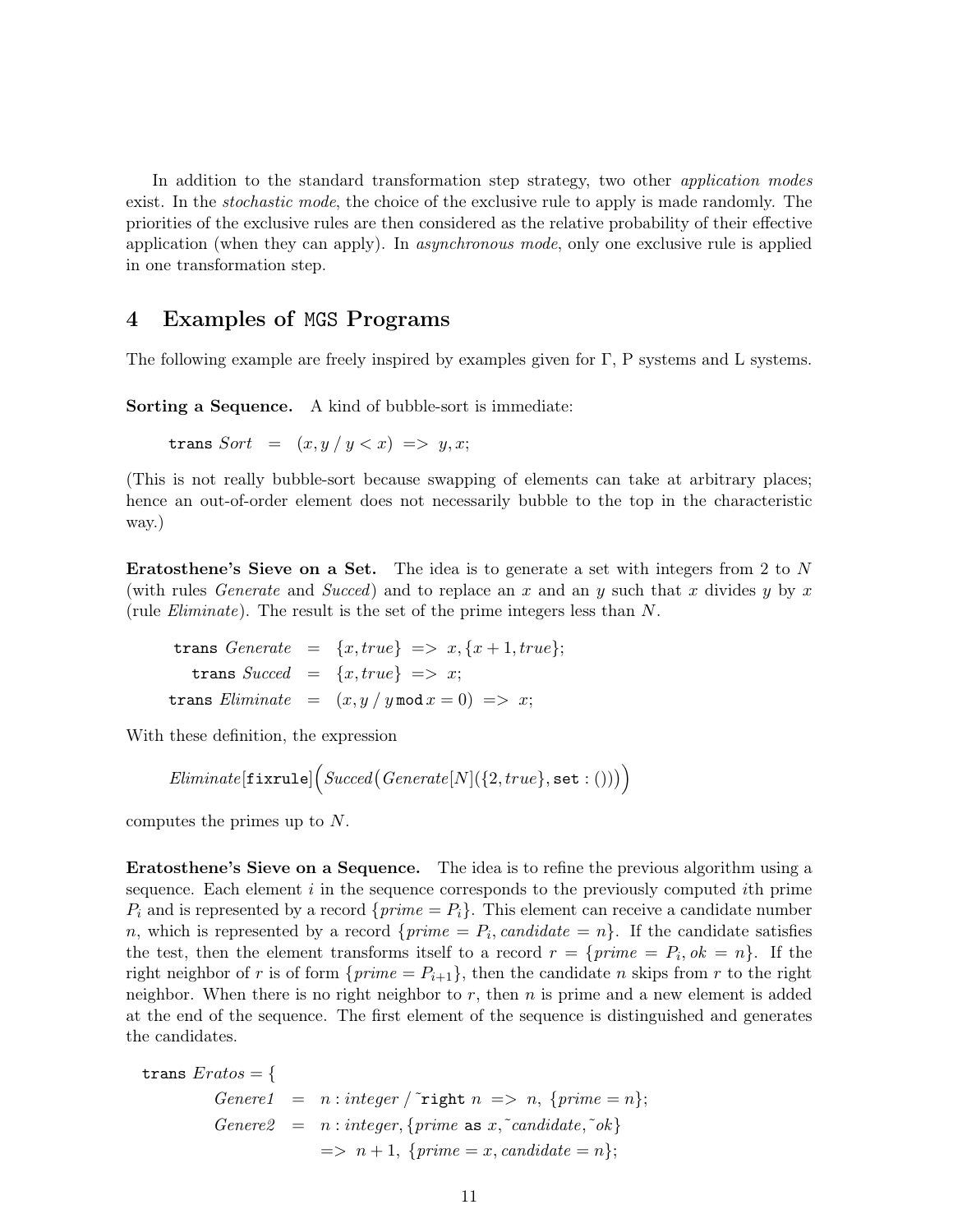In addition to the standard transformation step strategy, two other *application modes* exist. In the *stochastic mode*, the choice of the exclusive rule to apply is made randomly. The priorities of the exclusive rules are then considered as the relative probability of their effective application (when they can apply). In *asynchronous mode*, only one exclusive rule is applied in one transformation step.

## 4 Examples of MGS Programs

The following example are freely inspired by examples given for Γ, P systems and L systems.

**Sorting a Sequence.** A kind of bubble-sort is immediate:

$$\texttt{trans}\ \mathit{Sort} \;=\; (x, y \;/\; y < x) \;\texttt{=>}\; y, x;$$

(This is not really bubble-sort because swapping of elements can take at arbitrary places; hence an out-of-order element does not necessarily bubble to the top in the characteristic way.)

**Eratosthene's Sieve on a Set.** The idea is to generate a set with integers from 2 to $N$ (with rules *Generate* and *Succed*) and to replace an $x$ and an $y$ such that $x$ divides $y$ by $x$ (rule *Eliminate*). The result is the set of the prime integers less than $N$.

$$\begin{aligned}
\texttt{trans}\ \mathit{Generate} &= \{x, \mathit{true}\} \;\texttt{=>}\; x, \{x+1, \mathit{true}\};\\
\texttt{trans}\ \mathit{Succed} &= \{x, \mathit{true}\} \;\texttt{=>}\; x;\\
\texttt{trans}\ \mathit{Eliminate} &= (x, y \;/\; y \,\texttt{mod}\, x = 0) \;\texttt{=>}\; x;
\end{aligned}$$

With these definition, the expression

$$\mathit{Eliminate}[\texttt{fixrule}]\Big(\mathit{Succed}\big(\mathit{Generate}[N](\{2, \mathit{true}\}, \texttt{set}:())\big)\Big)$$

computes the primes up to $N$.

**Eratosthene's Sieve on a Sequence.** The idea is to refine the previous algorithm using a sequence. Each element $i$ in the sequence corresponds to the previously computed $i$th prime $P_i$ and is represented by a record $\{\mathit{prime} = P_i\}$. This element can receive a candidate number $n$, which is represented by a record $\{\mathit{prime} = P_i, \mathit{candidate} = n\}$. If the candidate satisfies the test, then the element transforms itself to a record $r = \{\mathit{prime} = P_i, \mathit{ok} = n\}$. If the right neighbor of $r$ is of form $\{\mathit{prime} = P_{i+1}\}$, then the candidate $n$ skips from $r$ to the right neighbor. When there is no right neighbor to $r$, then $n$ is prime and a new element is added at the end of the sequence. The first element of the sequence is distinguished and generates the candidates.

```
trans Eratos = {
      Genere1  =  n : integer / ~right n  =>  n, {prime = n};
      Genere2  =  n : integer, {prime as x, ~candidate, ~ok}
                     =>  n + 1, {prime = x, candidate = n};
```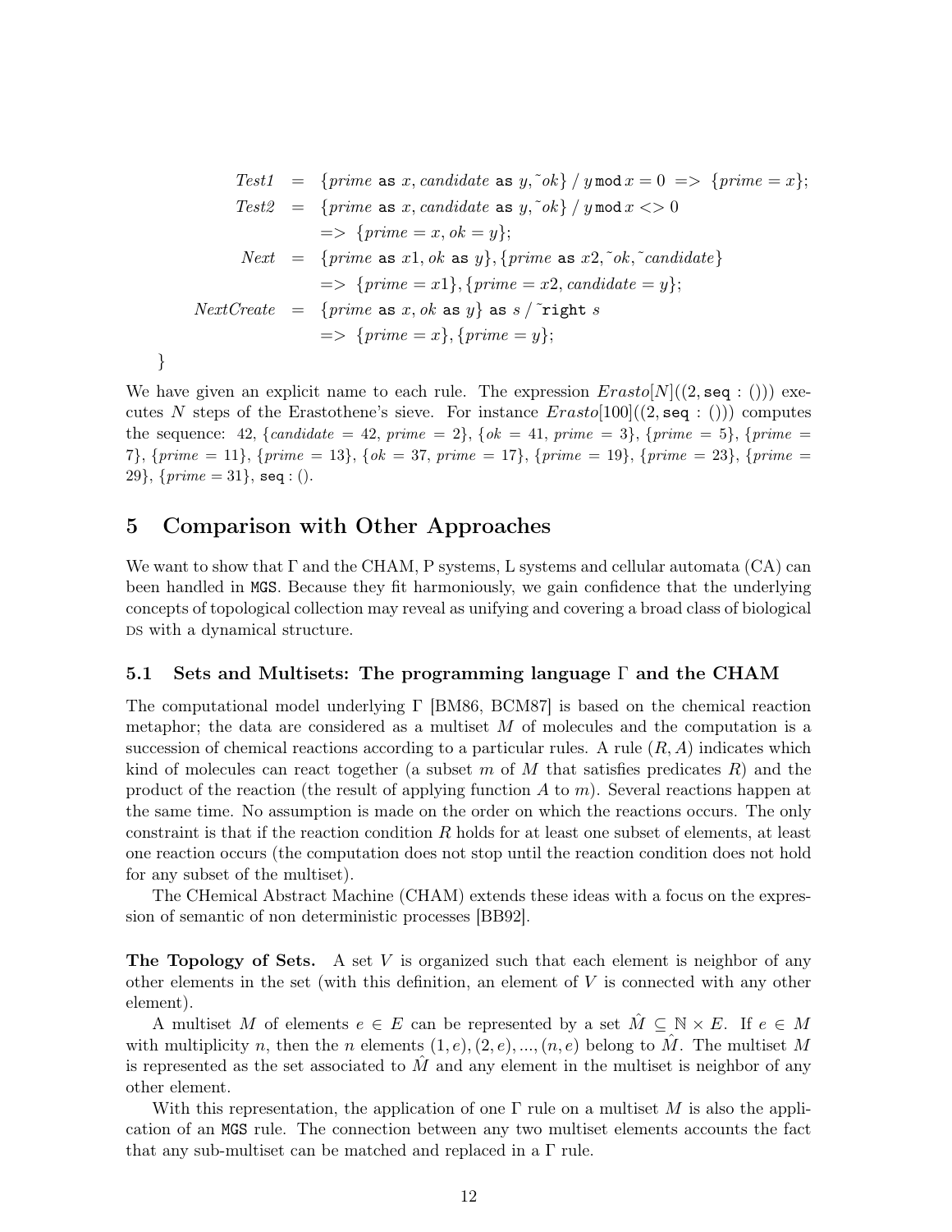$$
\begin{array}{rcl}
\mathit{Test1} & = & \{\mathit{prime}\ \texttt{as}\ x, \mathit{candidate}\ \texttt{as}\ y, \tilde{}\mathit{ok}\}\ /\ y\,\texttt{mod}\,x = 0\ \texttt{=>}\ \{\mathit{prime} = x\};\\
\mathit{Test2} & = & \{\mathit{prime}\ \texttt{as}\ x, \mathit{candidate}\ \texttt{as}\ y, \tilde{}\mathit{ok}\}\ /\ y\,\texttt{mod}\,x <> 0\\
& & \texttt{=>}\ \{\mathit{prime} = x, \mathit{ok} = y\};\\
\mathit{Next} & = & \{\mathit{prime}\ \texttt{as}\ x1, \mathit{ok}\ \texttt{as}\ y\}, \{\mathit{prime}\ \texttt{as}\ x2, \tilde{}\mathit{ok}, \tilde{}\mathit{candidate}\}\\
& & \texttt{=>}\ \{\mathit{prime} = x1\}, \{\mathit{prime} = x2, \mathit{candidate} = y\};\\
\mathit{NextCreate} & = & \{\mathit{prime}\ \texttt{as}\ x, \mathit{ok}\ \texttt{as}\ y\}\ \texttt{as}\ s\ /\ \tilde{}\texttt{right}\ s\\
& & \texttt{=>}\ \{\mathit{prime} = x\}, \{\mathit{prime} = y\};
\end{array}
$$

}

We have given an explicit name to each rule. The expression $Erasto[N]((2, \texttt{seq} : ()))$ executes $N$ steps of the Erastothene's sieve. For instance $Erasto[100]((2, \texttt{seq} : ()))$ computes the sequence: 42, $\{candidate = 42,\ prime = 2\}$, $\{ok = 41,\ prime = 3\}$, $\{prime = 5\}$, $\{prime = 7\}$, $\{prime = 11\}$, $\{prime = 13\}$, $\{ok = 37,\ prime = 17\}$, $\{prime = 19\}$, $\{prime = 23\}$, $\{prime = 29\}$, $\{prime = 31\}$, $\texttt{seq} : ()$.

## 5 Comparison with Other Approaches

We want to show that Γ and the CHAM, P systems, L systems and cellular automata (CA) can been handled in MGS. Because they fit harmoniously, we gain confidence that the underlying concepts of topological collection may reveal as unifying and covering a broad class of biological DS with a dynamical structure.

### 5.1 Sets and Multisets: The programming language Γ and the CHAM

The computational model underlying Γ [BM86, BCM87] is based on the chemical reaction metaphor; the data are considered as a multiset $M$ of molecules and the computation is a succession of chemical reactions according to a particular rules. A rule $(R, A)$ indicates which kind of molecules can react together (a subset $m$ of $M$ that satisfies predicates $R$) and the product of the reaction (the result of applying function $A$ to $m$). Several reactions happen at the same time. No assumption is made on the order on which the reactions occurs. The only constraint is that if the reaction condition $R$ holds for at least one subset of elements, at least one reaction occurs (the computation does not stop until the reaction condition does not hold for any subset of the multiset).

The CHemical Abstract Machine (CHAM) extends these ideas with a focus on the expression of semantic of non deterministic processes [BB92].

**The Topology of Sets.** A set $V$ is organized such that each element is neighbor of any other elements in the set (with this definition, an element of $V$ is connected with any other element).

A multiset $M$ of elements $e \in E$ can be represented by a set $\hat{M} \subseteq \mathbb{N} \times E$. If $e \in M$ with multiplicity $n$, then the $n$ elements $(1, e), (2, e), ..., (n, e)$ belong to $\hat{M}$. The multiset $M$ is represented as the set associated to $\hat{M}$ and any element in the multiset is neighbor of any other element.

With this representation, the application of one Γ rule on a multiset $M$ is also the application of an MGS rule. The connection between any two multiset elements accounts the fact that any sub-multiset can be matched and replaced in a Γ rule.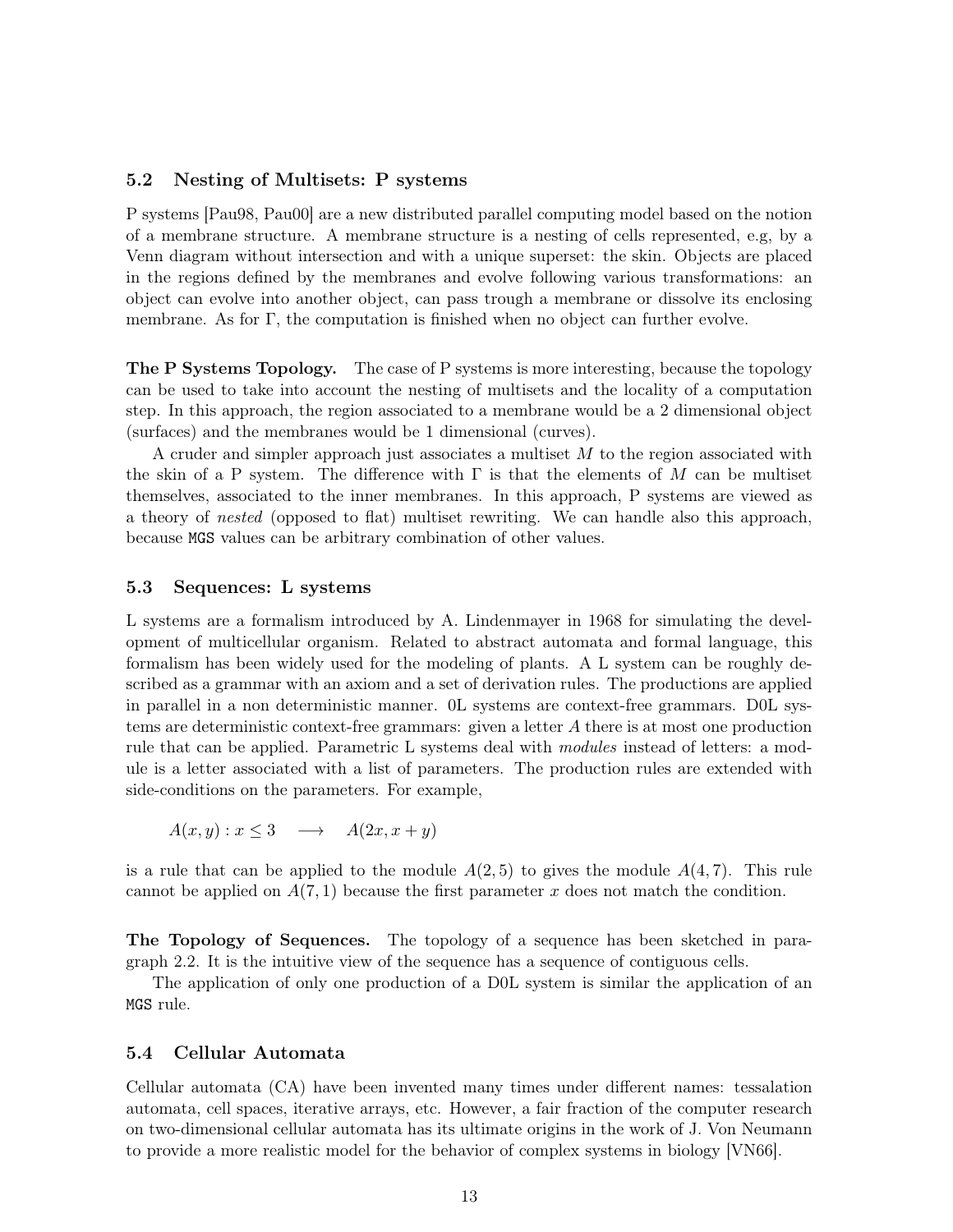### 5.2 Nesting of Multisets: P systems

P systems [Pau98, Pau00] are a new distributed parallel computing model based on the notion of a membrane structure. A membrane structure is a nesting of cells represented, e.g, by a Venn diagram without intersection and with a unique superset: the skin. Objects are placed in the regions defined by the membranes and evolve following various transformations: an object can evolve into another object, can pass trough a membrane or dissolve its enclosing membrane. As for $\Gamma$, the computation is finished when no object can further evolve.

**The P Systems Topology.** The case of P systems is more interesting, because the topology can be used to take into account the nesting of multisets and the locality of a computation step. In this approach, the region associated to a membrane would be a 2 dimensional object (surfaces) and the membranes would be 1 dimensional (curves).

A cruder and simpler approach just associates a multiset $M$ to the region associated with the skin of a P system. The difference with $\Gamma$ is that the elements of $M$ can be multiset themselves, associated to the inner membranes. In this approach, P systems are viewed as a theory of *nested* (opposed to flat) multiset rewriting. We can handle also this approach, because `MGS` values can be arbitrary combination of other values.

### 5.3 Sequences: L systems

L systems are a formalism introduced by A. Lindenmayer in 1968 for simulating the development of multicellular organism. Related to abstract automata and formal language, this formalism has been widely used for the modeling of plants. A L system can be roughly described as a grammar with an axiom and a set of derivation rules. The productions are applied in parallel in a non deterministic manner. 0L systems are context-free grammars. D0L systems are deterministic context-free grammars: given a letter $A$ there is at most one production rule that can be applied. Parametric L systems deal with *modules* instead of letters: a module is a letter associated with a list of parameters. The production rules are extended with side-conditions on the parameters. For example,

$$A(x, y) : x \leq 3 \quad \longrightarrow \quad A(2x, x + y)$$

is a rule that can be applied to the module $A(2, 5)$ to gives the module $A(4, 7)$. This rule cannot be applied on $A(7, 1)$ because the first parameter $x$ does not match the condition.

**The Topology of Sequences.** The topology of a sequence has been sketched in paragraph 2.2. It is the intuitive view of the sequence has a sequence of contiguous cells.

The application of only one production of a D0L system is similar the application of an `MGS` rule.

### 5.4 Cellular Automata

Cellular automata (CA) have been invented many times under different names: tessalation automata, cell spaces, iterative arrays, etc. However, a fair fraction of the computer research on two-dimensional cellular automata has its ultimate origins in the work of J. Von Neumann to provide a more realistic model for the behavior of complex systems in biology [VN66].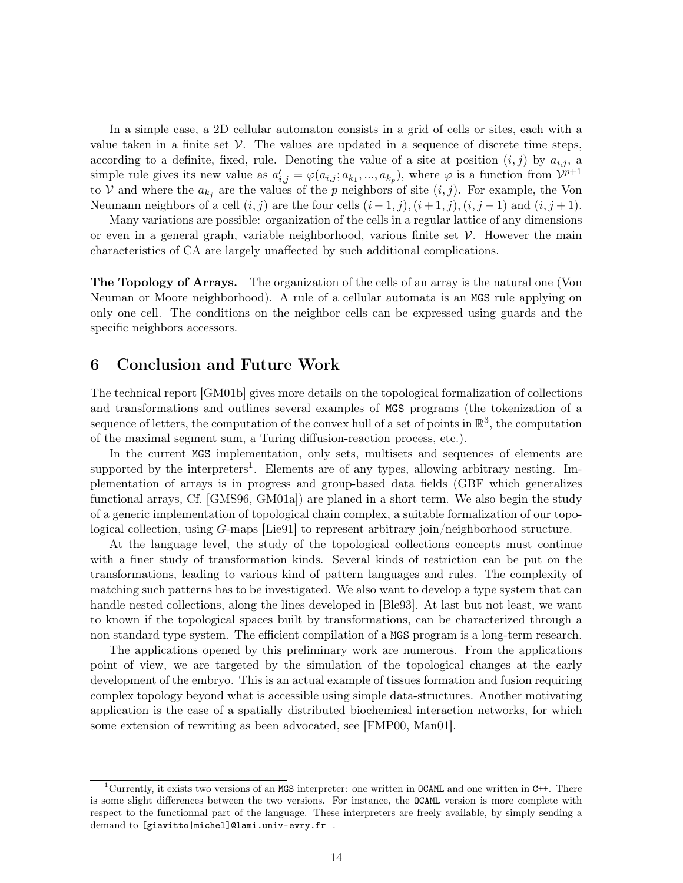In a simple case, a 2D cellular automaton consists in a grid of cells or sites, each with a value taken in a finite set $\mathcal{V}$. The values are updated in a sequence of discrete time steps, according to a definite, fixed, rule. Denoting the value of a site at position $(i, j)$ by $a_{i,j}$, a simple rule gives its new value as $a'_{i,j} = \varphi(a_{i,j}; a_{k_1}, ..., a_{k_p})$, where $\varphi$ is a function from $\mathcal{V}^{p+1}$ to $\mathcal{V}$ and where the $a_{k_j}$ are the values of the $p$ neighbors of site $(i, j)$. For example, the Von Neumann neighbors of a cell $(i, j)$ are the four cells $(i-1, j), (i+1, j), (i, j-1)$ and $(i, j+1)$.

Many variations are possible: organization of the cells in a regular lattice of any dimensions or even in a general graph, variable neighborhood, various finite set $\mathcal{V}$. However the main characteristics of CA are largely unaffected by such additional complications.

**The Topology of Arrays.** The organization of the cells of an array is the natural one (Von Neuman or Moore neighborhood). A rule of a cellular automata is an MGS rule applying on only one cell. The conditions on the neighbor cells can be expressed using guards and the specific neighbors accessors.

## 6 Conclusion and Future Work

The technical report [GM01b] gives more details on the topological formalization of collections and transformations and outlines several examples of MGS programs (the tokenization of a sequence of letters, the computation of the convex hull of a set of points in $\mathbb{R}^3$, the computation of the maximal segment sum, a Turing diffusion-reaction process, etc.).

In the current MGS implementation, only sets, multisets and sequences of elements are supported by the interpreters[1]. Elements are of any types, allowing arbitrary nesting. Implementation of arrays is in progress and group-based data fields (GBF which generalizes functional arrays, Cf. [GMS96, GM01a]) are planed in a short term. We also begin the study of a generic implementation of topological chain complex, a suitable formalization of our topological collection, using $G$-maps [Lie91] to represent arbitrary join/neighborhood structure.

At the language level, the study of the topological collections concepts must continue with a finer study of transformation kinds. Several kinds of restriction can be put on the transformations, leading to various kind of pattern languages and rules. The complexity of matching such patterns has to be investigated. We also want to develop a type system that can handle nested collections, along the lines developed in [Ble93]. At last but not least, we want to known if the topological spaces built by transformations, can be characterized through a non standard type system. The efficient compilation of a MGS program is a long-term research.

The applications opened by this preliminary work are numerous. From the applications point of view, we are targeted by the simulation of the topological changes at the early development of the embryo. This is an actual example of tissues formation and fusion requiring complex topology beyond what is accessible using simple data-structures. Another motivating application is the case of a spatially distributed biochemical interaction networks, for which some extension of rewriting as been advocated, see [FMP00, Man01].

[1] Currently, it exists two versions of an MGS interpreter: one written in OCAML and one written in C++. There is some slight differences between the two versions. For instance, the OCAML version is more complete with respect to the functionnal part of the language. These interpreters are freely available, by simply sending a demand to [giavitto|michel]@lami.univ-evry.fr .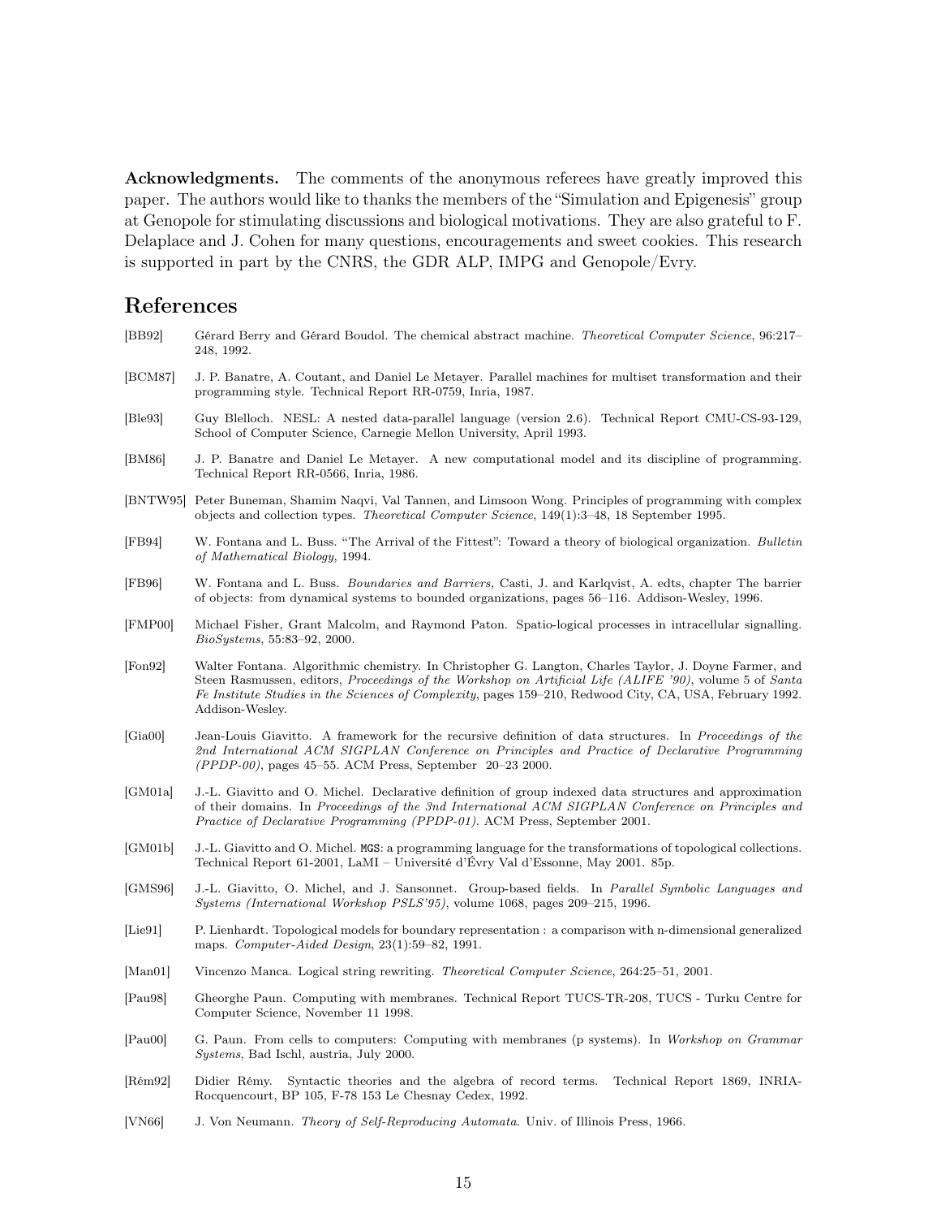**Acknowledgments.** The comments of the anonymous referees have greatly improved this paper. The authors would like to thanks the members of the "Simulation and Epigenesis" group at Genopole for stimulating discussions and biological motivations. They are also grateful to F. Delaplace and J. Cohen for many questions, encouragements and sweet cookies. This research is supported in part by the CNRS, the GDR ALP, IMPG and Genopole/Evry.

## References

[BB92] Gérard Berry and Gérard Boudol. The chemical abstract machine. *Theoretical Computer Science*, 96:217–248, 1992.

[BCM87] J. P. Banatre, A. Coutant, and Daniel Le Metayer. Parallel machines for multiset transformation and their programming style. Technical Report RR-0759, Inria, 1987.

[Ble93] Guy Blelloch. NESL: A nested data-parallel language (version 2.6). Technical Report CMU-CS-93-129, School of Computer Science, Carnegie Mellon University, April 1993.

[BM86] J. P. Banatre and Daniel Le Metayer. A new computational model and its discipline of programming. Technical Report RR-0566, Inria, 1986.

[BNTW95] Peter Buneman, Shamim Naqvi, Val Tannen, and Limsoon Wong. Principles of programming with complex objects and collection types. *Theoretical Computer Science*, 149(1):3–48, 18 September 1995.

[FB94] W. Fontana and L. Buss. "The Arrival of the Fittest": Toward a theory of biological organization. *Bulletin of Mathematical Biology*, 1994.

[FB96] W. Fontana and L. Buss. *Boundaries and Barriers,* Casti, J. and Karlqvist, A. edts, chapter The barrier of objects: from dynamical systems to bounded organizations, pages 56–116. Addison-Wesley, 1996.

[FMP00] Michael Fisher, Grant Malcolm, and Raymond Paton. Spatio-logical processes in intracellular signalling. *BioSystems*, 55:83–92, 2000.

[Fon92] Walter Fontana. Algorithmic chemistry. In Christopher G. Langton, Charles Taylor, J. Doyne Farmer, and Steen Rasmussen, editors, *Proceedings of the Workshop on Artificial Life (ALIFE '90)*, volume 5 of *Santa Fe Institute Studies in the Sciences of Complexity*, pages 159–210, Redwood City, CA, USA, February 1992. Addison-Wesley.

[Gia00] Jean-Louis Giavitto. A framework for the recursive definition of data structures. In *Proceedings of the 2nd International ACM SIGPLAN Conference on Principles and Practice of Declarative Programming (PPDP-00)*, pages 45–55. ACM Press, September 20–23 2000.

[GM01a] J.-L. Giavitto and O. Michel. Declarative definition of group indexed data structures and approximation of their domains. In *Proceedings of the 3nd International ACM SIGPLAN Conference on Principles and Practice of Declarative Programming (PPDP-01)*. ACM Press, September 2001.

[GM01b] J.-L. Giavitto and O. Michel. MGS: a programming language for the transformations of topological collections. Technical Report 61-2001, LaMI – Université d'Évry Val d'Essonne, May 2001. 85p.

[GMS96] J.-L. Giavitto, O. Michel, and J. Sansonnet. Group-based fields. In *Parallel Symbolic Languages and Systems (International Workshop PSLS'95)*, volume 1068, pages 209–215, 1996.

[Lie91] P. Lienhardt. Topological models for boundary representation : a comparison with n-dimensional generalized maps. *Computer-Aided Design*, 23(1):59–82, 1991.

[Man01] Vincenzo Manca. Logical string rewriting. *Theoretical Computer Science*, 264:25–51, 2001.

[Pau98] Gheorghe Paun. Computing with membranes. Technical Report TUCS-TR-208, TUCS - Turku Centre for Computer Science, November 11 1998.

[Pau00] G. Paun. From cells to computers: Computing with membranes (p systems). In *Workshop on Grammar Systems*, Bad Ischl, austria, July 2000.

[Rém92] Didier Rémy. Syntactic theories and the algebra of record terms. Technical Report 1869, INRIA-Rocquencourt, BP 105, F-78 153 Le Chesnay Cedex, 1992.

[VN66] J. Von Neumann. *Theory of Self-Reproducing Automata*. Univ. of Illinois Press, 1966.